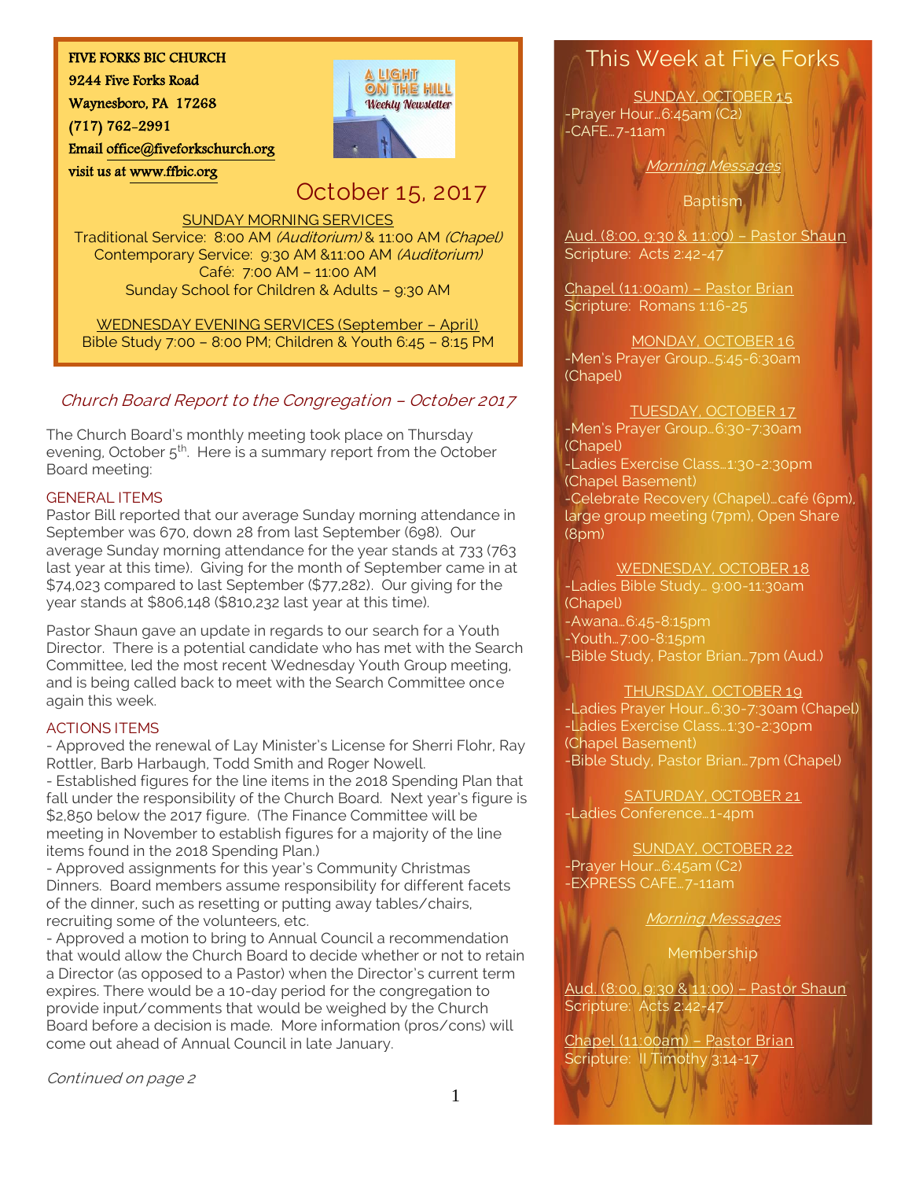FIVE FORKS BIC CHURCH
9244 Five Forks Road
Waynesboro, PA 17268
(717) 762-2991
Email office@fiveforkschurch.org
visit us at www.ffbic.org

A LIGHT ON THE HILL
*Weekly Newsletter*

# October 15, 2017

SUNDAY MORNING SERVICES
Traditional Service: 8:00 AM *(Auditorium)* & 11:00 AM *(Chapel)*
Contemporary Service: 9:30 AM &11:00 AM *(Auditorium)*
Café: 7:00 AM – 11:00 AM
Sunday School for Children & Adults – 9:30 AM

WEDNESDAY EVENING SERVICES (September – April)
Bible Study 7:00 – 8:00 PM; Children & Youth 6:45 – 8:15 PM

## *Church Board Report to the Congregation – October 2017*

The Church Board's monthly meeting took place on Thursday evening, October 5th. Here is a summary report from the October Board meeting:

### GENERAL ITEMS

Pastor Bill reported that our average Sunday morning attendance in September was 670, down 28 from last September (698). Our average Sunday morning attendance for the year stands at 733 (763 last year at this time). Giving for the month of September came in at $74,023 compared to last September ($77,282). Our giving for the year stands at $806,148 ($810,232 last year at this time).

Pastor Shaun gave an update in regards to our search for a Youth Director. There is a potential candidate who has met with the Search Committee, led the most recent Wednesday Youth Group meeting, and is being called back to meet with the Search Committee once again this week.

### ACTIONS ITEMS

- Approved the renewal of Lay Minister's License for Sherri Flohr, Ray Rottler, Barb Harbaugh, Todd Smith and Roger Nowell.
- Established figures for the line items in the 2018 Spending Plan that fall under the responsibility of the Church Board. Next year's figure is $2,850 below the 2017 figure. (The Finance Committee will be meeting in November to establish figures for a majority of the line items found in the 2018 Spending Plan.)
- Approved assignments for this year's Community Christmas Dinners. Board members assume responsibility for different facets of the dinner, such as resetting or putting away tables/chairs, recruiting some of the volunteers, etc.
- Approved a motion to bring to Annual Council a recommendation that would allow the Church Board to decide whether or not to retain a Director (as opposed to a Pastor) when the Director's current term expires. There would be a 10-day period for the congregation to provide input/comments that would be weighed by the Church Board before a decision is made. More information (pros/cons) will come out ahead of Annual Council in late January.

*Continued on page 2*

## This Week at Five Forks

SUNDAY, OCTOBER 15
-Prayer Hour…6:45am (C2)
-CAFE…7-11am

*Morning Messages*

Baptism

Aud. (8:00, 9:30 & 11:00) – Pastor Shaun
Scripture: Acts 2:42-47

Chapel (11:00am) – Pastor Brian
Scripture: Romans 1:16-25

MONDAY, OCTOBER 16
-Men's Prayer Group…5:45-6:30am (Chapel)

TUESDAY, OCTOBER 17
-Men's Prayer Group…6:30-7:30am (Chapel)
-Ladies Exercise Class…1:30-2:30pm (Chapel Basement)
-Celebrate Recovery (Chapel)…café (6pm), large group meeting (7pm), Open Share (8pm)

WEDNESDAY, OCTOBER 18
-Ladies Bible Study… 9:00-11:30am (Chapel)
-Awana…6:45-8:15pm
-Youth…7:00-8:15pm
-Bible Study, Pastor Brian…7pm (Aud.)

THURSDAY, OCTOBER 19
-Ladies Prayer Hour…6:30-7:30am (Chapel)
-Ladies Exercise Class…1:30-2:30pm (Chapel Basement)
-Bible Study, Pastor Brian…7pm (Chapel)

SATURDAY, OCTOBER 21
-Ladies Conference…1-4pm

SUNDAY, OCTOBER 22
-Prayer Hour…6:45am (C2)
-EXPRESS CAFE…7-11am

*Morning Messages*

Membership

Aud. (8:00, 9:30 & 11:00) – Pastor Shaun
Scripture: Acts 2:42-47

Chapel (11:00am) – Pastor Brian
Scripture: II Timothy 3:14-17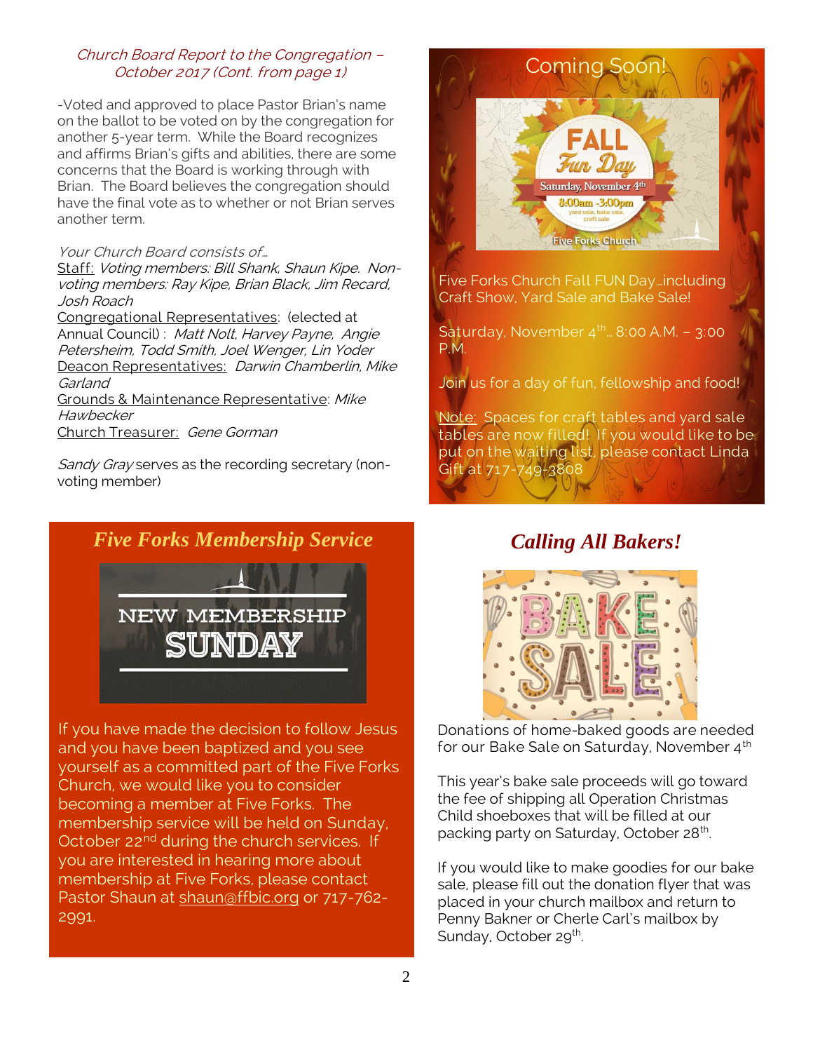*Church Board Report to the Congregation – October 2017 (Cont. from page 1)*

-Voted and approved to place Pastor Brian's name on the ballot to be voted on by the congregation for another 5-year term. While the Board recognizes and affirms Brian's gifts and abilities, there are some concerns that the Board is working through with Brian. The Board believes the congregation should have the final vote as to whether or not Brian serves another term.

*Your Church Board consists of…*

Staff: *Voting members: Bill Shank, Shaun Kipe. Non-voting members: Ray Kipe, Brian Black, Jim Recard, Josh Roach*

Congregational Representatives: (elected at Annual Council) : *Matt Nolt, Harvey Payne, Angie Petersheim, Todd Smith, Joel Wenger, Lin Yoder*

Deacon Representatives: *Darwin Chamberlin, Mike Garland*

Grounds & Maintenance Representative: *Mike Hawbecker*

Church Treasurer: *Gene Gorman*

*Sandy Gray* serves as the recording secretary (non-voting member)

## Five Forks Membership Service

NEW MEMBERSHIP SUNDAY

If you have made the decision to follow Jesus and you have been baptized and you see yourself as a committed part of the Five Forks Church, we would like you to consider becoming a member at Five Forks. The membership service will be held on Sunday, October 22nd during the church services. If you are interested in hearing more about membership at Five Forks, please contact Pastor Shaun at shaun@ffbic.org or 717-762-2991.

## Coming Soon!

FALL Fun Day — Saturday, November 4th — 8:00am -3:00pm — yard sale, bake sale, craft sale — Five Forks Church

Five Forks Church Fall FUN Day…including Craft Show, Yard Sale and Bake Sale!

Saturday, November 4th… 8:00 A.M. – 3:00 P.M.

Join us for a day of fun, fellowship and food!

Note: Spaces for craft tables and yard sale tables are now filled! If you would like to be put on the waiting list, please contact Linda Gift at 717-749-3808

## Calling All Bakers!

BAKE SALE

Donations of home-baked goods are needed for our Bake Sale on Saturday, November 4th

This year's bake sale proceeds will go toward the fee of shipping all Operation Christmas Child shoeboxes that will be filled at our packing party on Saturday, October 28th.

If you would like to make goodies for our bake sale, please fill out the donation flyer that was placed in your church mailbox and return to Penny Bakner or Cherle Carl's mailbox by Sunday, October 29th.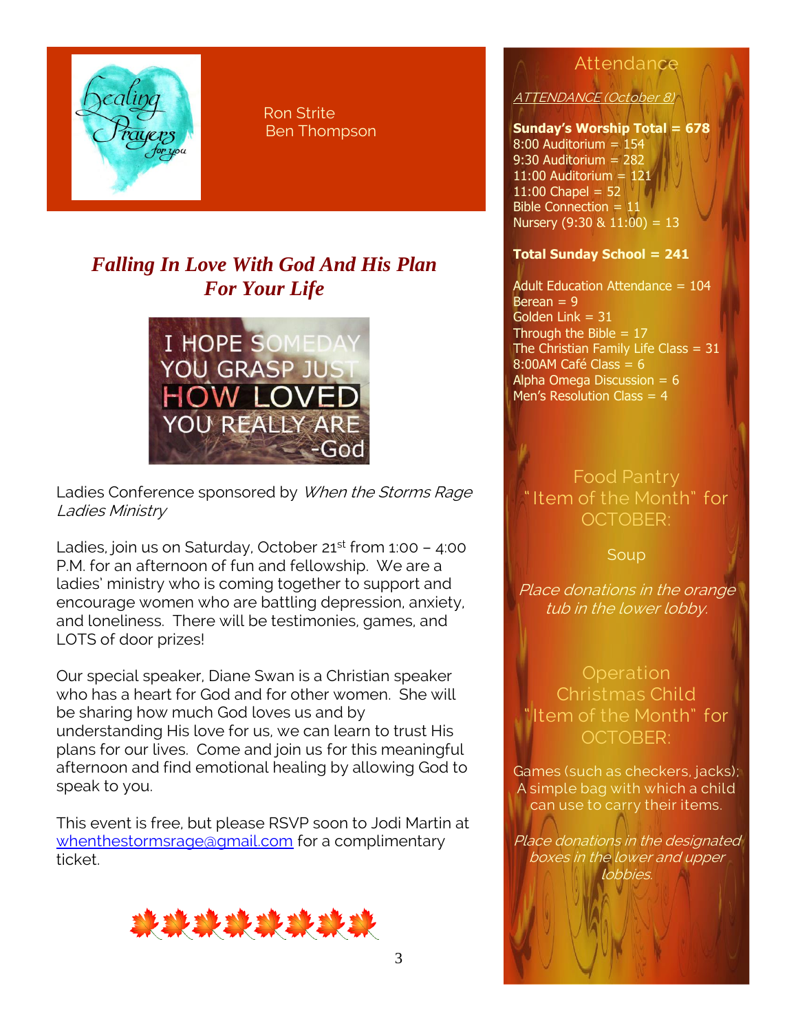Ron Strite
Ben Thompson

## *Falling In Love With God And His Plan For Your Life*

I HOPE SOMEDAY YOU GRASP JUST HOW LOVED YOU REALLY ARE -God

Ladies Conference sponsored by *When the Storms Rage Ladies Ministry*

Ladies, join us on Saturday, October 21st from 1:00 – 4:00 P.M. for an afternoon of fun and fellowship. We are a ladies' ministry who is coming together to support and encourage women who are battling depression, anxiety, and loneliness. There will be testimonies, games, and LOTS of door prizes!

Our special speaker, Diane Swan is a Christian speaker who has a heart for God and for other women. She will be sharing how much God loves us and by understanding His love for us, we can learn to trust His plans for our lives. Come and join us for this meaningful afternoon and find emotional healing by allowing God to speak to you.

This event is free, but please RSVP soon to Jodi Martin at whenthestormsrage@gmail.com for a complimentary ticket.

## Attendance

*ATTENDANCE (October 8)*

**Sunday's Worship Total = 678**
8:00 Auditorium = 154
9:30 Auditorium = 282
11:00 Auditorium = 121
11:00 Chapel = 52
Bible Connection = 11
Nursery (9:30 & 11:00) = 13

**Total Sunday School = 241**

Adult Education Attendance = 104
Berean = 9
Golden Link = 31
Through the Bible = 17
The Christian Family Life Class = 31
8:00AM Café Class = 6
Alpha Omega Discussion = 6
Men's Resolution Class = 4

## Food Pantry "Item of the Month" for OCTOBER:

Soup

*Place donations in the orange tub in the lower lobby.*

## Operation Christmas Child "Item of the Month" for OCTOBER:

Games (such as checkers, jacks); A simple bag with which a child can use to carry their items.

*Place donations in the designated boxes in the lower and upper lobbies.*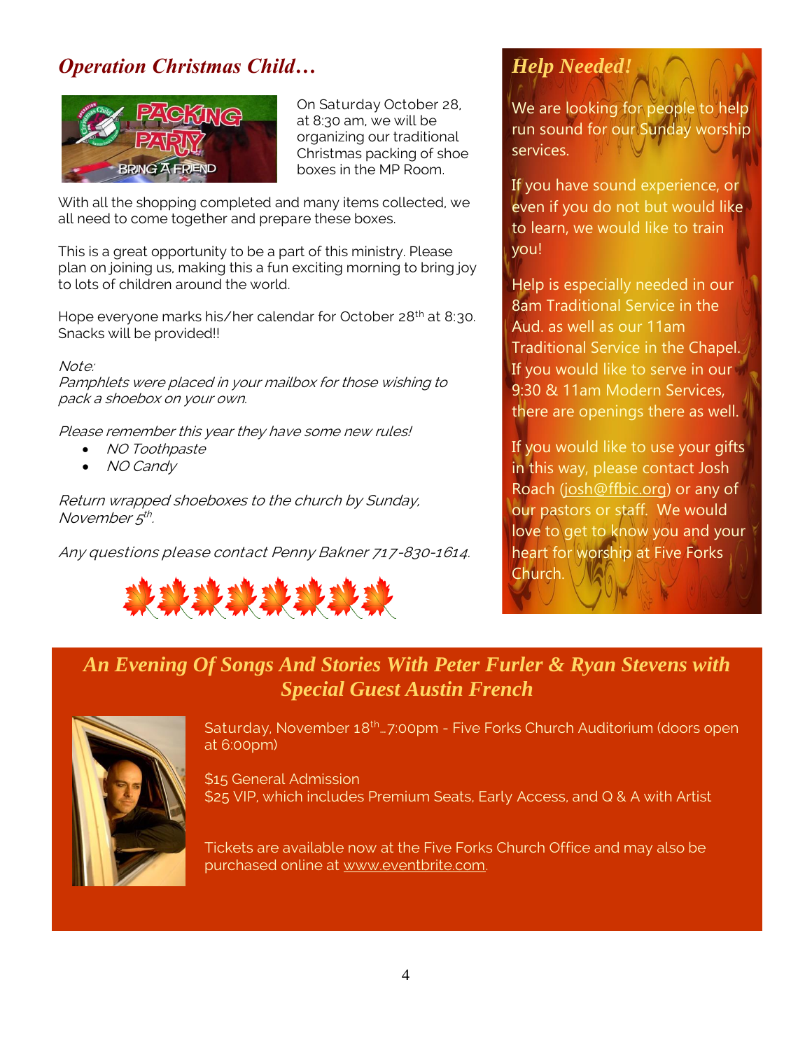## *Operation Christmas Child…*

On Saturday October 28, at 8:30 am, we will be organizing our traditional Christmas packing of shoe boxes in the MP Room.

With all the shopping completed and many items collected, we all need to come together and prepare these boxes.

This is a great opportunity to be a part of this ministry. Please plan on joining us, making this a fun exciting morning to bring joy to lots of children around the world.

Hope everyone marks his/her calendar for October 28th at 8:30. Snacks will be provided!!

*Note:*
*Pamphlets were placed in your mailbox for those wishing to pack a shoebox on your own.*

*Please remember this year they have some new rules!*

- *NO Toothpaste*
- *NO Candy*

*Return wrapped shoeboxes to the church by Sunday, November 5th.*

*Any questions please contact Penny Bakner 717-830-1614.*

## *Help Needed!*

We are looking for people to help run sound for our Sunday worship services.

If you have sound experience, or even if you do not but would like to learn, we would like to train you!

Help is especially needed in our 8am Traditional Service in the Aud. as well as our 11am Traditional Service in the Chapel. If you would like to serve in our 9:30 & 11am Modern Services, there are openings there as well.

If you would like to use your gifts in this way, please contact Josh Roach (josh@ffbic.org) or any of our pastors or staff. We would love to get to know you and your heart for worship at Five Forks Church.

## *An Evening Of Songs And Stories With Peter Furler & Ryan Stevens with Special Guest Austin French*

Saturday, November 18th…7:00pm - Five Forks Church Auditorium (doors open at 6:00pm)

$15 General Admission
$25 VIP, which includes Premium Seats, Early Access, and Q & A with Artist

Tickets are available now at the Five Forks Church Office and may also be purchased online at www.eventbrite.com.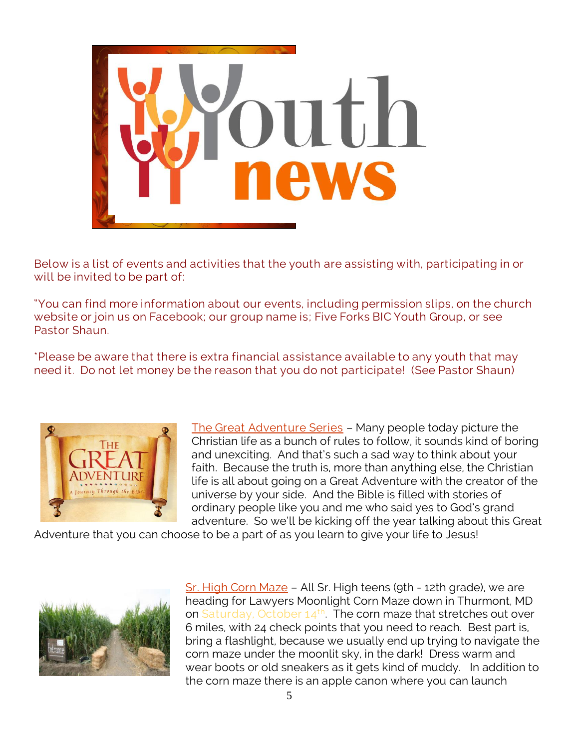# Youth news

Below is a list of events and activities that the youth are assisting with, participating in or will be invited to be part of:

"You can find more information about our events, including permission slips, on the church website or join us on Facebook; our group name is; Five Forks BIC Youth Group, or see Pastor Shaun.

*Please be aware that there is extra financial assistance available to any youth that may need it. Do not let money be the reason that you do not participate! (See Pastor Shaun)

The Great Adventure Series – Many people today picture the Christian life as a bunch of rules to follow, it sounds kind of boring and unexciting. And that's such a sad way to think about your faith. Because the truth is, more than anything else, the Christian life is all about going on a Great Adventure with the creator of the universe by your side. And the Bible is filled with stories of ordinary people like you and me who said yes to God's grand adventure. So we'll be kicking off the year talking about this Great Adventure that you can choose to be a part of as you learn to give your life to Jesus!

Sr. High Corn Maze – All Sr. High teens (9th - 12th grade), we are heading for Lawyers Moonlight Corn Maze down in Thurmont, MD on Saturday, October 14th. The corn maze that stretches out over 6 miles, with 24 check points that you need to reach. Best part is, bring a flashlight, because we usually end up trying to navigate the corn maze under the moonlit sky, in the dark! Dress warm and wear boots or old sneakers as it gets kind of muddy. In addition to the corn maze there is an apple canon where you can launch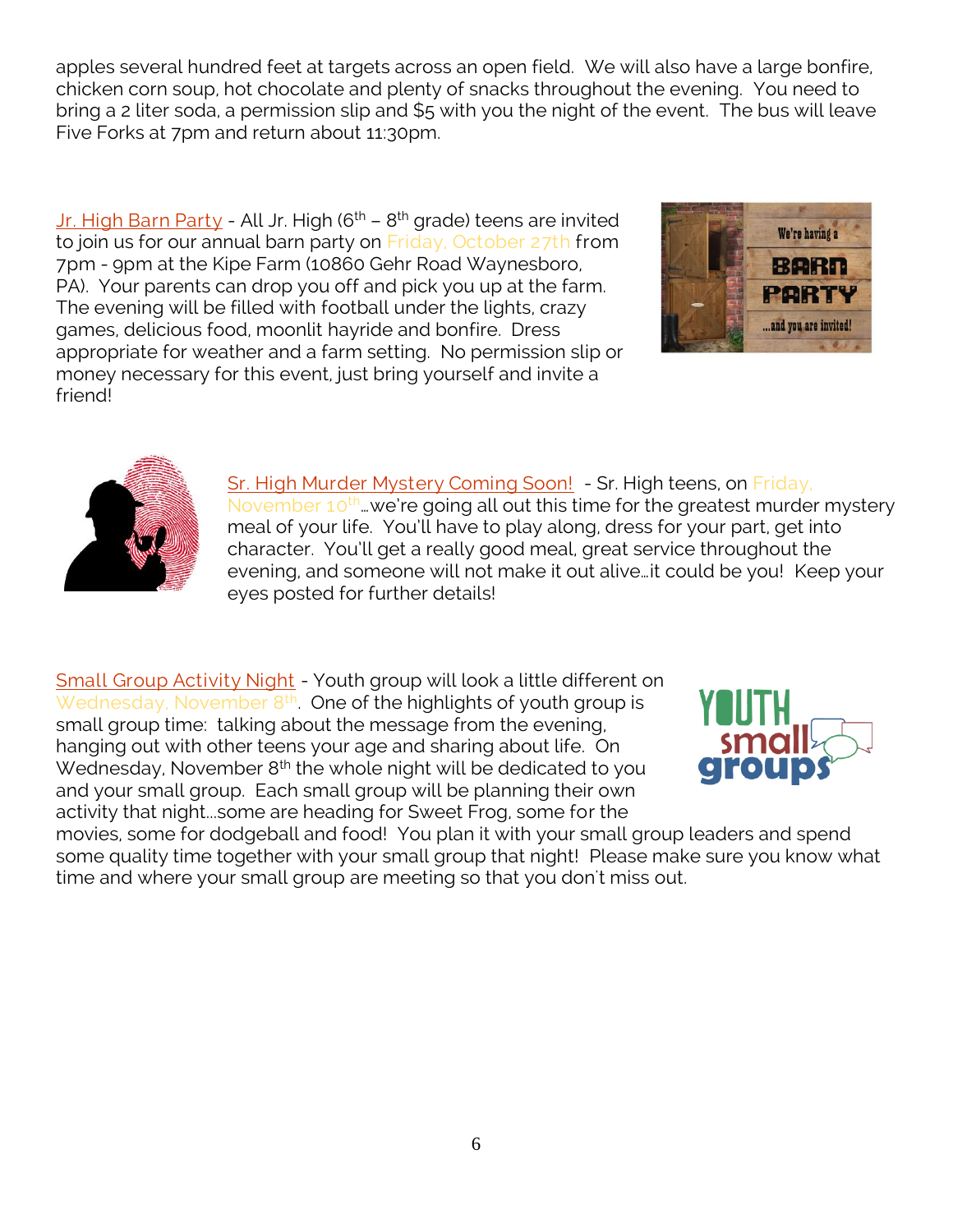apples several hundred feet at targets across an open field. We will also have a large bonfire, chicken corn soup, hot chocolate and plenty of snacks throughout the evening. You need to bring a 2 liter soda, a permission slip and $5 with you the night of the event. The bus will leave Five Forks at 7pm and return about 11:30pm.

Jr. High Barn Party - All Jr. High (6th – 8th grade) teens are invited to join us for our annual barn party on Friday, October 27th from 7pm - 9pm at the Kipe Farm (10860 Gehr Road Waynesboro, PA). Your parents can drop you off and pick you up at the farm. The evening will be filled with football under the lights, crazy games, delicious food, moonlit hayride and bonfire. Dress appropriate for weather and a farm setting. No permission slip or money necessary for this event, just bring yourself and invite a friend!

Sr. High Murder Mystery Coming Soon! - Sr. High teens, on Friday, November 10th…we're going all out this time for the greatest murder mystery meal of your life. You'll have to play along, dress for your part, get into character. You'll get a really good meal, great service throughout the evening, and someone will not make it out alive…it could be you! Keep your eyes posted for further details!

Small Group Activity Night - Youth group will look a little different on Wednesday, November 8th. One of the highlights of youth group is small group time: talking about the message from the evening, hanging out with other teens your age and sharing about life. On Wednesday, November 8th the whole night will be dedicated to you and your small group. Each small group will be planning their own activity that night…some are heading for Sweet Frog, some for the movies, some for dodgeball and food! You plan it with your small group leaders and spend some quality time together with your small group that night! Please make sure you know what time and where your small group are meeting so that you don't miss out.